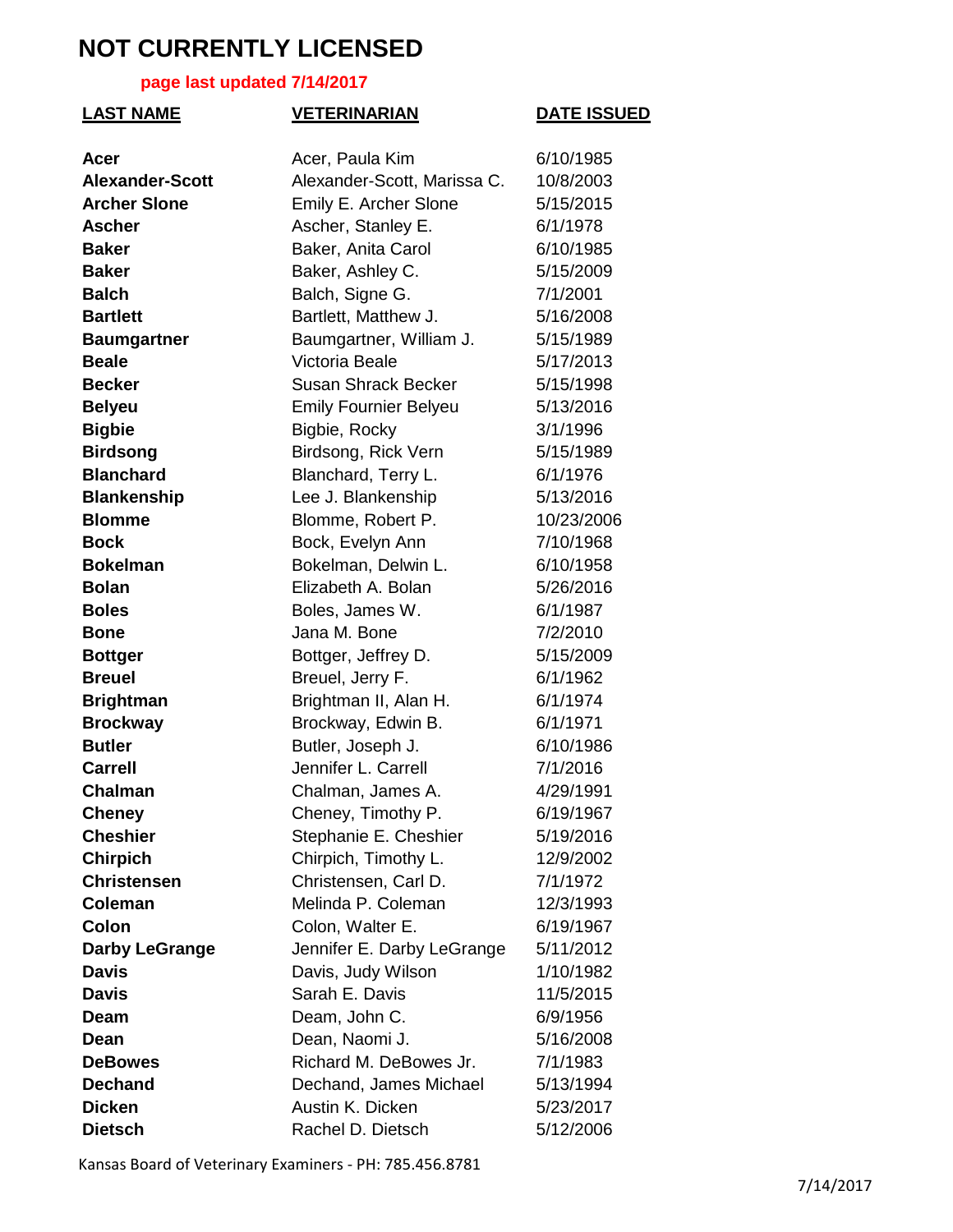# NOT CURRENTLY LICENSED

**page last updated 7/14/2017**

| LAST NAME | VETERINARIAN | DATE ISSUED |
|---|---|---|
| **Acer** | Acer, Paula Kim | 6/10/1985 |
| **Alexander-Scott** | Alexander-Scott, Marissa C. | 10/8/2003 |
| **Archer Slone** | Emily E. Archer Slone | 5/15/2015 |
| **Ascher** | Ascher, Stanley E. | 6/1/1978 |
| **Baker** | Baker, Anita Carol | 6/10/1985 |
| **Baker** | Baker, Ashley C. | 5/15/2009 |
| **Balch** | Balch, Signe G. | 7/1/2001 |
| **Bartlett** | Bartlett, Matthew J. | 5/16/2008 |
| **Baumgartner** | Baumgartner, William J. | 5/15/1989 |
| **Beale** | Victoria Beale | 5/17/2013 |
| **Becker** | Susan Shrack Becker | 5/15/1998 |
| **Belyeu** | Emily Fournier Belyeu | 5/13/2016 |
| **Bigbie** | Bigbie, Rocky | 3/1/1996 |
| **Birdsong** | Birdsong, Rick Vern | 5/15/1989 |
| **Blanchard** | Blanchard, Terry L. | 6/1/1976 |
| **Blankenship** | Lee J. Blankenship | 5/13/2016 |
| **Blomme** | Blomme, Robert P. | 10/23/2006 |
| **Bock** | Bock, Evelyn Ann | 7/10/1968 |
| **Bokelman** | Bokelman, Delwin L. | 6/10/1958 |
| **Bolan** | Elizabeth A. Bolan | 5/26/2016 |
| **Boles** | Boles, James W. | 6/1/1987 |
| **Bone** | Jana M. Bone | 7/2/2010 |
| **Bottger** | Bottger, Jeffrey D. | 5/15/2009 |
| **Breuel** | Breuel, Jerry F. | 6/1/1962 |
| **Brightman** | Brightman II, Alan H. | 6/1/1974 |
| **Brockway** | Brockway, Edwin B. | 6/1/1971 |
| **Butler** | Butler, Joseph J. | 6/10/1986 |
| **Carrell** | Jennifer L. Carrell | 7/1/2016 |
| **Chalman** | Chalman, James A. | 4/29/1991 |
| **Cheney** | Cheney, Timothy P. | 6/19/1967 |
| **Cheshier** | Stephanie E. Cheshier | 5/19/2016 |
| **Chirpich** | Chirpich, Timothy L. | 12/9/2002 |
| **Christensen** | Christensen, Carl D. | 7/1/1972 |
| **Coleman** | Melinda P. Coleman | 12/3/1993 |
| **Colon** | Colon, Walter E. | 6/19/1967 |
| **Darby LeGrange** | Jennifer E. Darby LeGrange | 5/11/2012 |
| **Davis** | Davis, Judy Wilson | 1/10/1982 |
| **Davis** | Sarah E. Davis | 11/5/2015 |
| **Deam** | Deam, John C. | 6/9/1956 |
| **Dean** | Dean, Naomi J. | 5/16/2008 |
| **DeBowes** | Richard M. DeBowes Jr. | 7/1/1983 |
| **Dechand** | Dechand, James Michael | 5/13/1994 |
| **Dicken** | Austin K. Dicken | 5/23/2017 |
| **Dietsch** | Rachel D. Dietsch | 5/12/2006 |

Kansas Board of Veterinary Examiners - PH: 785.456.8781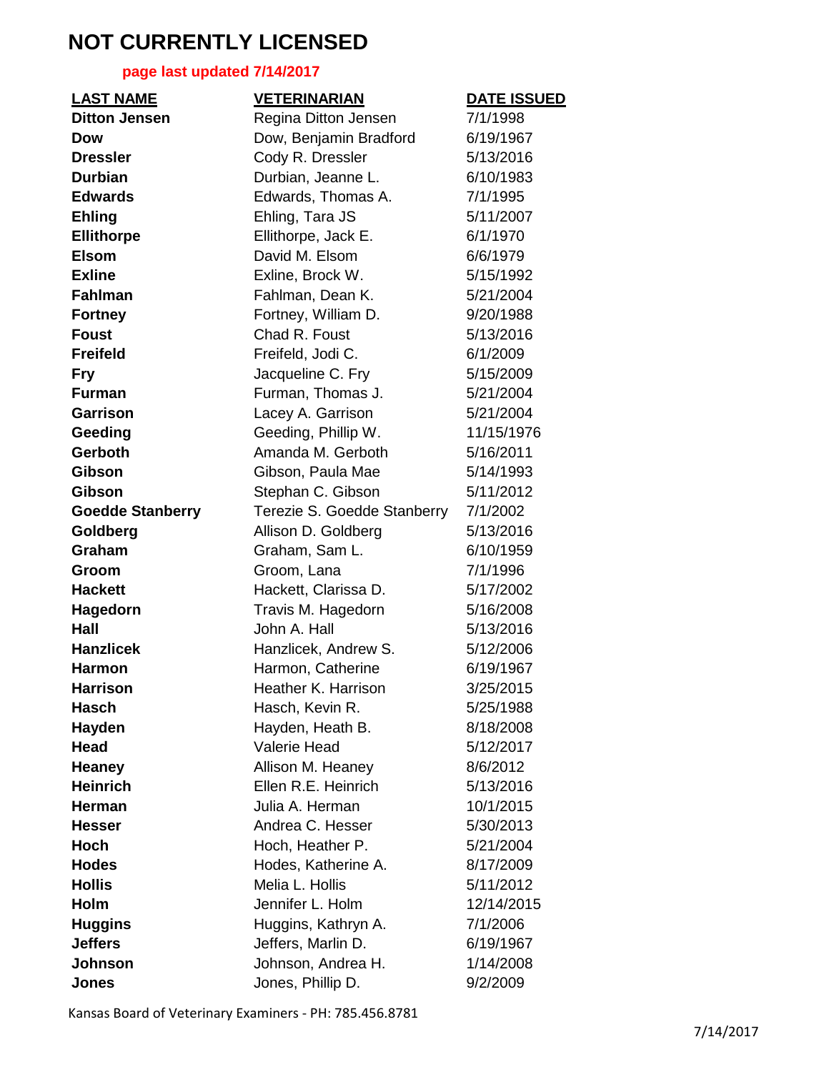# NOT CURRENTLY LICENSED

**page last updated 7/14/2017**

| LAST NAME | VETERINARIAN | DATE ISSUED |
| --- | --- | --- |
| **Ditton Jensen** | Regina Ditton Jensen | 7/1/1998 |
| **Dow** | Dow, Benjamin Bradford | 6/19/1967 |
| **Dressler** | Cody R. Dressler | 5/13/2016 |
| **Durbian** | Durbian, Jeanne L. | 6/10/1983 |
| **Edwards** | Edwards, Thomas A. | 7/1/1995 |
| **Ehling** | Ehling, Tara JS | 5/11/2007 |
| **Ellithorpe** | Ellithorpe, Jack E. | 6/1/1970 |
| **Elsom** | David M. Elsom | 6/6/1979 |
| **Exline** | Exline, Brock W. | 5/15/1992 |
| **Fahlman** | Fahlman, Dean K. | 5/21/2004 |
| **Fortney** | Fortney, William D. | 9/20/1988 |
| **Foust** | Chad R. Foust | 5/13/2016 |
| **Freifeld** | Freifeld, Jodi C. | 6/1/2009 |
| **Fry** | Jacqueline C. Fry | 5/15/2009 |
| **Furman** | Furman, Thomas J. | 5/21/2004 |
| **Garrison** | Lacey A. Garrison | 5/21/2004 |
| **Geeding** | Geeding, Phillip W. | 11/15/1976 |
| **Gerboth** | Amanda M. Gerboth | 5/16/2011 |
| **Gibson** | Gibson, Paula Mae | 5/14/1993 |
| **Gibson** | Stephan C. Gibson | 5/11/2012 |
| **Goedde Stanberry** | Terezie S. Goedde Stanberry | 7/1/2002 |
| **Goldberg** | Allison D. Goldberg | 5/13/2016 |
| **Graham** | Graham, Sam L. | 6/10/1959 |
| **Groom** | Groom, Lana | 7/1/1996 |
| **Hackett** | Hackett, Clarissa D. | 5/17/2002 |
| **Hagedorn** | Travis M. Hagedorn | 5/16/2008 |
| **Hall** | John A. Hall | 5/13/2016 |
| **Hanzlicek** | Hanzlicek, Andrew S. | 5/12/2006 |
| **Harmon** | Harmon, Catherine | 6/19/1967 |
| **Harrison** | Heather K. Harrison | 3/25/2015 |
| **Hasch** | Hasch, Kevin R. | 5/25/1988 |
| **Hayden** | Hayden, Heath B. | 8/18/2008 |
| **Head** | Valerie Head | 5/12/2017 |
| **Heaney** | Allison M. Heaney | 8/6/2012 |
| **Heinrich** | Ellen R.E. Heinrich | 5/13/2016 |
| **Herman** | Julia A. Herman | 10/1/2015 |
| **Hesser** | Andrea C. Hesser | 5/30/2013 |
| **Hoch** | Hoch, Heather P. | 5/21/2004 |
| **Hodes** | Hodes, Katherine A. | 8/17/2009 |
| **Hollis** | Melia L. Hollis | 5/11/2012 |
| **Holm** | Jennifer L. Holm | 12/14/2015 |
| **Huggins** | Huggins, Kathryn A. | 7/1/2006 |
| **Jeffers** | Jeffers, Marlin D. | 6/19/1967 |
| **Johnson** | Johnson, Andrea H. | 1/14/2008 |
| **Jones** | Jones, Phillip D. | 9/2/2009 |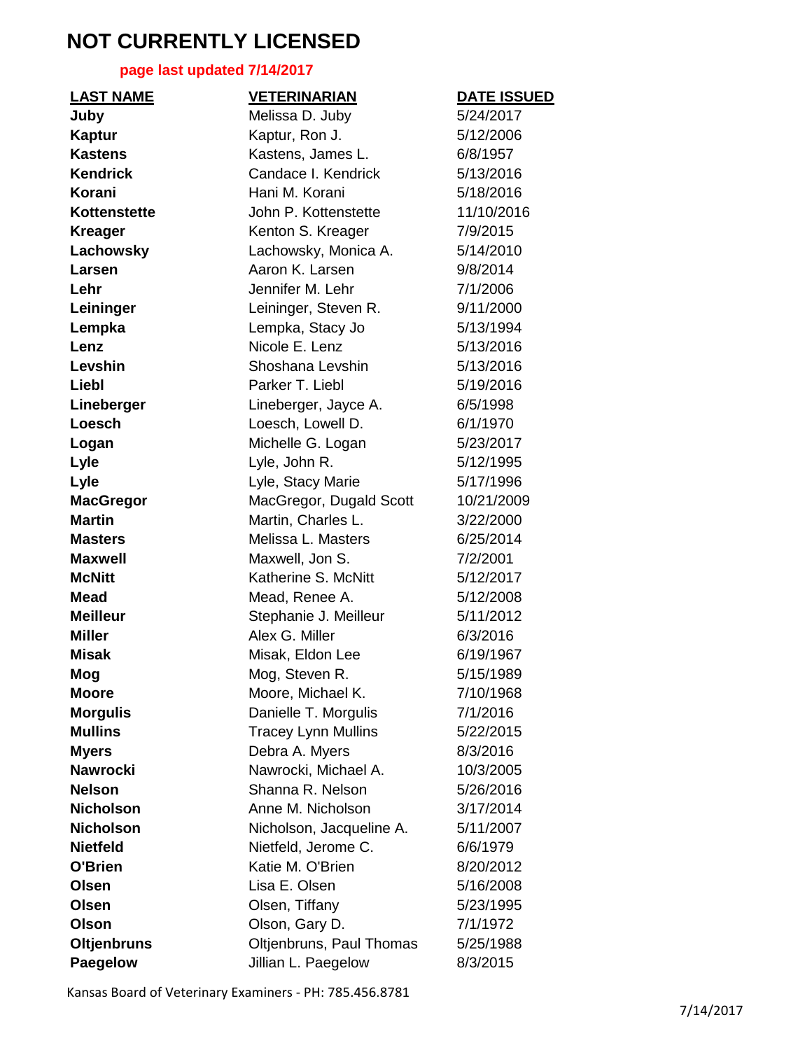# NOT CURRENTLY LICENSED

**page last updated 7/14/2017**

| LAST NAME | VETERINARIAN | DATE ISSUED |
|---|---|---|
| **Juby** | Melissa D. Juby | 5/24/2017 |
| **Kaptur** | Kaptur, Ron J. | 5/12/2006 |
| **Kastens** | Kastens, James L. | 6/8/1957 |
| **Kendrick** | Candace I. Kendrick | 5/13/2016 |
| **Korani** | Hani M. Korani | 5/18/2016 |
| **Kottenstette** | John P. Kottenstette | 11/10/2016 |
| **Kreager** | Kenton S. Kreager | 7/9/2015 |
| **Lachowsky** | Lachowsky, Monica A. | 5/14/2010 |
| **Larsen** | Aaron K. Larsen | 9/8/2014 |
| **Lehr** | Jennifer M. Lehr | 7/1/2006 |
| **Leininger** | Leininger, Steven R. | 9/11/2000 |
| **Lempka** | Lempka, Stacy Jo | 5/13/1994 |
| **Lenz** | Nicole E. Lenz | 5/13/2016 |
| **Levshin** | Shoshana Levshin | 5/13/2016 |
| **Liebl** | Parker T. Liebl | 5/19/2016 |
| **Lineberger** | Lineberger, Jayce A. | 6/5/1998 |
| **Loesch** | Loesch, Lowell D. | 6/1/1970 |
| **Logan** | Michelle G. Logan | 5/23/2017 |
| **Lyle** | Lyle, John R. | 5/12/1995 |
| **Lyle** | Lyle, Stacy Marie | 5/17/1996 |
| **MacGregor** | MacGregor, Dugald Scott | 10/21/2009 |
| **Martin** | Martin, Charles L. | 3/22/2000 |
| **Masters** | Melissa L. Masters | 6/25/2014 |
| **Maxwell** | Maxwell, Jon S. | 7/2/2001 |
| **McNitt** | Katherine S. McNitt | 5/12/2017 |
| **Mead** | Mead, Renee A. | 5/12/2008 |
| **Meilleur** | Stephanie J. Meilleur | 5/11/2012 |
| **Miller** | Alex G. Miller | 6/3/2016 |
| **Misak** | Misak, Eldon Lee | 6/19/1967 |
| **Mog** | Mog, Steven R. | 5/15/1989 |
| **Moore** | Moore, Michael K. | 7/10/1968 |
| **Morgulis** | Danielle T. Morgulis | 7/1/2016 |
| **Mullins** | Tracey Lynn Mullins | 5/22/2015 |
| **Myers** | Debra A. Myers | 8/3/2016 |
| **Nawrocki** | Nawrocki, Michael A. | 10/3/2005 |
| **Nelson** | Shanna R. Nelson | 5/26/2016 |
| **Nicholson** | Anne M. Nicholson | 3/17/2014 |
| **Nicholson** | Nicholson, Jacqueline A. | 5/11/2007 |
| **Nietfeld** | Nietfeld, Jerome C. | 6/6/1979 |
| **O'Brien** | Katie M. O'Brien | 8/20/2012 |
| **Olsen** | Lisa E. Olsen | 5/16/2008 |
| **Olsen** | Olsen, Tiffany | 5/23/1995 |
| **Olson** | Olson, Gary D. | 7/1/1972 |
| **Oltjenbruns** | Oltjenbruns, Paul Thomas | 5/25/1988 |
| **Paegelow** | Jillian L. Paegelow | 8/3/2015 |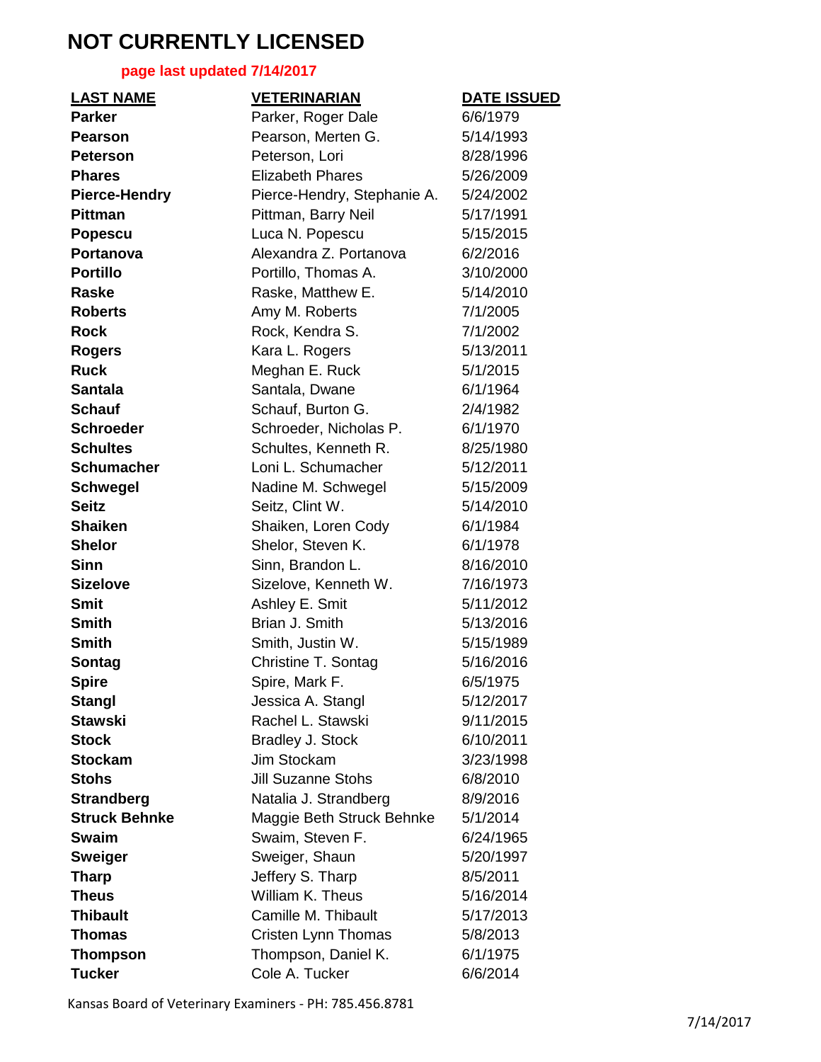# NOT CURRENTLY LICENSED

**page last updated 7/14/2017**

| LAST NAME | VETERINARIAN | DATE ISSUED |
|---|---|---|
| **Parker** | Parker, Roger Dale | 6/6/1979 |
| **Pearson** | Pearson, Merten G. | 5/14/1993 |
| **Peterson** | Peterson, Lori | 8/28/1996 |
| **Phares** | Elizabeth Phares | 5/26/2009 |
| **Pierce-Hendry** | Pierce-Hendry, Stephanie A. | 5/24/2002 |
| **Pittman** | Pittman, Barry Neil | 5/17/1991 |
| **Popescu** | Luca N. Popescu | 5/15/2015 |
| **Portanova** | Alexandra Z. Portanova | 6/2/2016 |
| **Portillo** | Portillo, Thomas A. | 3/10/2000 |
| **Raske** | Raske, Matthew E. | 5/14/2010 |
| **Roberts** | Amy M. Roberts | 7/1/2005 |
| **Rock** | Rock, Kendra S. | 7/1/2002 |
| **Rogers** | Kara L. Rogers | 5/13/2011 |
| **Ruck** | Meghan E. Ruck | 5/1/2015 |
| **Santala** | Santala, Dwane | 6/1/1964 |
| **Schauf** | Schauf, Burton G. | 2/4/1982 |
| **Schroeder** | Schroeder, Nicholas P. | 6/1/1970 |
| **Schultes** | Schultes, Kenneth R. | 8/25/1980 |
| **Schumacher** | Loni L. Schumacher | 5/12/2011 |
| **Schwegel** | Nadine M. Schwegel | 5/15/2009 |
| **Seitz** | Seitz, Clint W. | 5/14/2010 |
| **Shaiken** | Shaiken, Loren Cody | 6/1/1984 |
| **Shelor** | Shelor, Steven K. | 6/1/1978 |
| **Sinn** | Sinn, Brandon L. | 8/16/2010 |
| **Sizelove** | Sizelove, Kenneth W. | 7/16/1973 |
| **Smit** | Ashley E. Smit | 5/11/2012 |
| **Smith** | Brian J. Smith | 5/13/2016 |
| **Smith** | Smith, Justin W. | 5/15/1989 |
| **Sontag** | Christine T. Sontag | 5/16/2016 |
| **Spire** | Spire, Mark F. | 6/5/1975 |
| **Stangl** | Jessica A. Stangl | 5/12/2017 |
| **Stawski** | Rachel L. Stawski | 9/11/2015 |
| **Stock** | Bradley J. Stock | 6/10/2011 |
| **Stockam** | Jim Stockam | 3/23/1998 |
| **Stohs** | Jill Suzanne Stohs | 6/8/2010 |
| **Strandberg** | Natalia J. Strandberg | 8/9/2016 |
| **Struck Behnke** | Maggie Beth Struck Behnke | 5/1/2014 |
| **Swaim** | Swaim, Steven F. | 6/24/1965 |
| **Sweiger** | Sweiger, Shaun | 5/20/1997 |
| **Tharp** | Jeffery S. Tharp | 8/5/2011 |
| **Theus** | William K. Theus | 5/16/2014 |
| **Thibault** | Camille M. Thibault | 5/17/2013 |
| **Thomas** | Cristen Lynn Thomas | 5/8/2013 |
| **Thompson** | Thompson, Daniel K. | 6/1/1975 |
| **Tucker** | Cole A. Tucker | 6/6/2014 |

Kansas Board of Veterinary Examiners - PH: 785.456.8781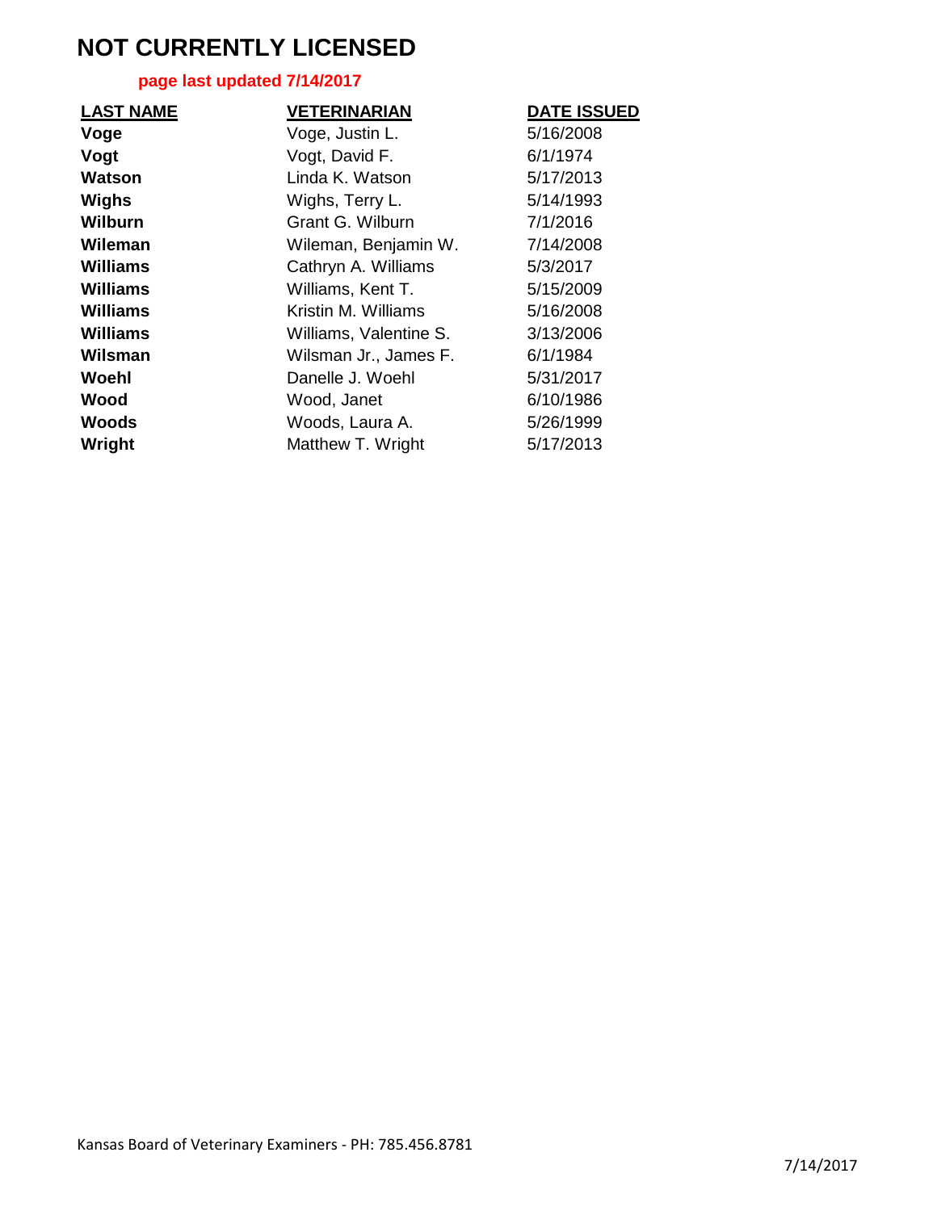# NOT CURRENTLY LICENSED

**page last updated 7/14/2017**

| LAST NAME | VETERINARIAN | DATE ISSUED |
|---|---|---|
| **Voge** | Voge, Justin L. | 5/16/2008 |
| **Vogt** | Vogt, David F. | 6/1/1974 |
| **Watson** | Linda K. Watson | 5/17/2013 |
| **Wighs** | Wighs, Terry L. | 5/14/1993 |
| **Wilburn** | Grant G. Wilburn | 7/1/2016 |
| **Wileman** | Wileman, Benjamin W. | 7/14/2008 |
| **Williams** | Cathryn A. Williams | 5/3/2017 |
| **Williams** | Williams, Kent T. | 5/15/2009 |
| **Williams** | Kristin M. Williams | 5/16/2008 |
| **Williams** | Williams, Valentine S. | 3/13/2006 |
| **Wilsman** | Wilsman Jr., James F. | 6/1/1984 |
| **Woehl** | Danelle J. Woehl | 5/31/2017 |
| **Wood** | Wood, Janet | 6/10/1986 |
| **Woods** | Woods, Laura A. | 5/26/1999 |
| **Wright** | Matthew T. Wright | 5/17/2013 |